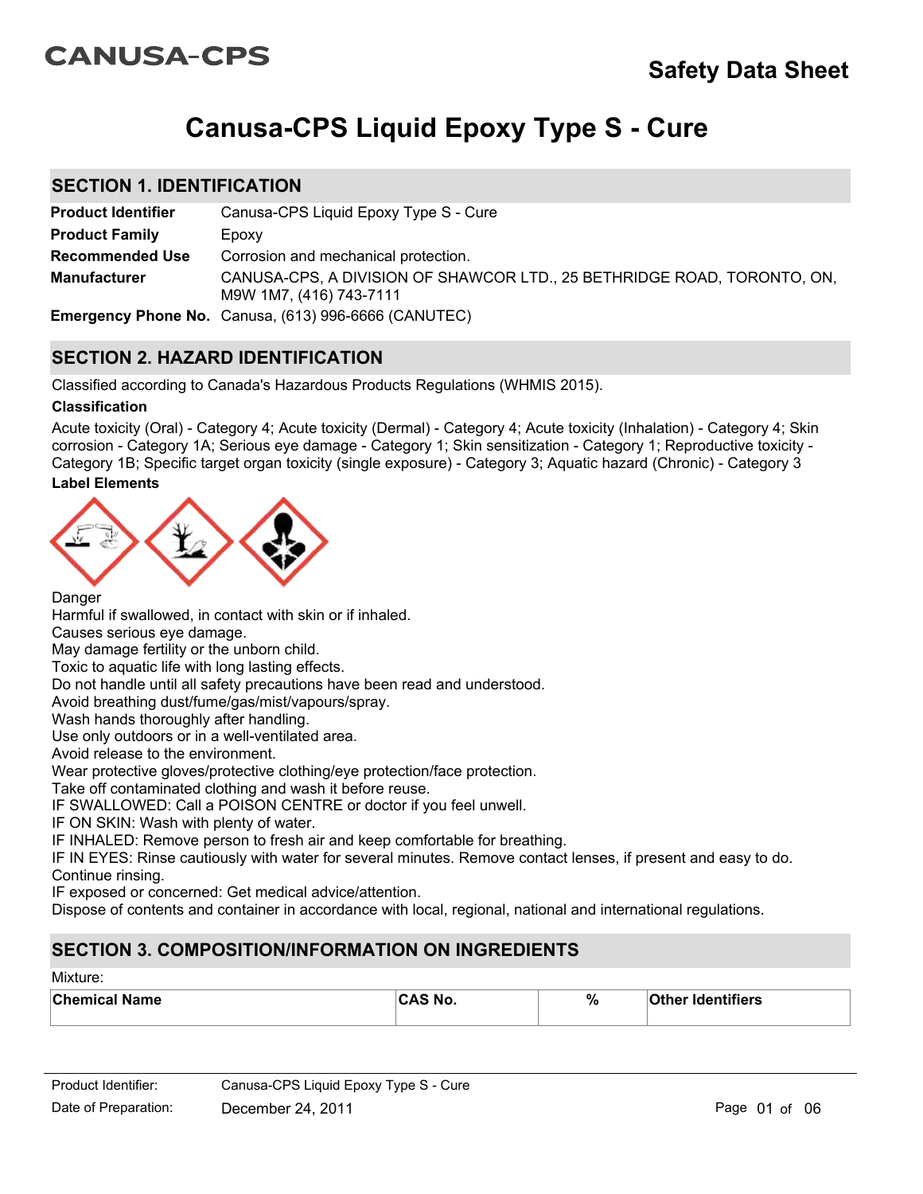CANUSA-CPS

Safety Data Sheet

# Canusa-CPS Liquid Epoxy Type S - Cure

## SECTION 1. IDENTIFICATION

| | |
|---|---|
| **Product Identifier** | Canusa-CPS Liquid Epoxy Type S - Cure |
| **Product Family** | Epoxy |
| **Recommended Use** | Corrosion and mechanical protection. |
| **Manufacturer** | CANUSA-CPS, A DIVISION OF SHAWCOR LTD., 25 BETHRIDGE ROAD, TORONTO, ON, M9W 1M7, (416) 743-7111 |
| **Emergency Phone No.** | Canusa, (613) 996-6666 (CANUTEC) |

## SECTION 2. HAZARD IDENTIFICATION

Classified according to Canada's Hazardous Products Regulations (WHMIS 2015).

**Classification**

Acute toxicity (Oral) - Category 4; Acute toxicity (Dermal) - Category 4; Acute toxicity (Inhalation) - Category 4; Skin corrosion - Category 1A; Serious eye damage - Category 1; Skin sensitization - Category 1; Reproductive toxicity - Category 1B; Specific target organ toxicity (single exposure) - Category 3; Aquatic hazard (Chronic) - Category 3

**Label Elements**

Danger
Harmful if swallowed, in contact with skin or if inhaled.
Causes serious eye damage.
May damage fertility or the unborn child.
Toxic to aquatic life with long lasting effects.
Do not handle until all safety precautions have been read and understood.
Avoid breathing dust/fume/gas/mist/vapours/spray.
Wash hands thoroughly after handling.
Use only outdoors or in a well-ventilated area.
Avoid release to the environment.
Wear protective gloves/protective clothing/eye protection/face protection.
Take off contaminated clothing and wash it before reuse.
IF SWALLOWED: Call a POISON CENTRE or doctor if you feel unwell.
IF ON SKIN: Wash with plenty of water.
IF INHALED: Remove person to fresh air and keep comfortable for breathing.
IF IN EYES: Rinse cautiously with water for several minutes. Remove contact lenses, if present and easy to do. Continue rinsing.
IF exposed or concerned: Get medical advice/attention.
Dispose of contents and container in accordance with local, regional, national and international regulations.

## SECTION 3. COMPOSITION/INFORMATION ON INGREDIENTS

Mixture:

| Chemical Name | CAS No. | % | Other Identifiers |
|---|---|---|---|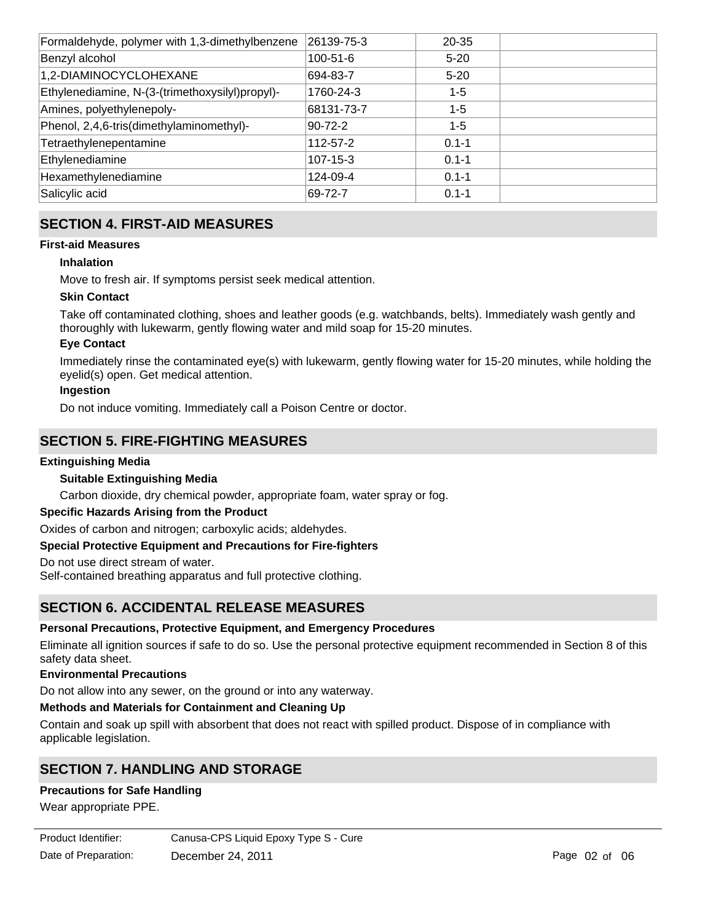| | | | |
|---|---|---|---|
| Formaldehyde, polymer with 1,3-dimethylbenzene | 26139-75-3 | 20-35 | |
| Benzyl alcohol | 100-51-6 | 5-20 | |
| 1,2-DIAMINOCYCLOHEXANE | 694-83-7 | 5-20 | |
| Ethylenediamine, N-(3-(trimethoxysilyl)propyl)- | 1760-24-3 | 1-5 | |
| Amines, polyethylenepoly- | 68131-73-7 | 1-5 | |
| Phenol, 2,4,6-tris(dimethylaminomethyl)- | 90-72-2 | 1-5 | |
| Tetraethylenepentamine | 112-57-2 | 0.1-1 | |
| Ethylenediamine | 107-15-3 | 0.1-1 | |
| Hexamethylenediamine | 124-09-4 | 0.1-1 | |
| Salicylic acid | 69-72-7 | 0.1-1 | |

## SECTION 4. FIRST-AID MEASURES

**First-aid Measures**

**Inhalation**

Move to fresh air. If symptoms persist seek medical attention.

**Skin Contact**

Take off contaminated clothing, shoes and leather goods (e.g. watchbands, belts). Immediately wash gently and thoroughly with lukewarm, gently flowing water and mild soap for 15-20 minutes.

**Eye Contact**

Immediately rinse the contaminated eye(s) with lukewarm, gently flowing water for 15-20 minutes, while holding the eyelid(s) open. Get medical attention.

**Ingestion**

Do not induce vomiting. Immediately call a Poison Centre or doctor.

## SECTION 5. FIRE-FIGHTING MEASURES

**Extinguishing Media**

**Suitable Extinguishing Media**

Carbon dioxide, dry chemical powder, appropriate foam, water spray or fog.

**Specific Hazards Arising from the Product**

Oxides of carbon and nitrogen; carboxylic acids; aldehydes.

**Special Protective Equipment and Precautions for Fire-fighters**

Do not use direct stream of water.
Self-contained breathing apparatus and full protective clothing.

## SECTION 6. ACCIDENTAL RELEASE MEASURES

**Personal Precautions, Protective Equipment, and Emergency Procedures**

Eliminate all ignition sources if safe to do so. Use the personal protective equipment recommended in Section 8 of this safety data sheet.

**Environmental Precautions**

Do not allow into any sewer, on the ground or into any waterway.

**Methods and Materials for Containment and Cleaning Up**

Contain and soak up spill with absorbent that does not react with spilled product. Dispose of in compliance with applicable legislation.

## SECTION 7. HANDLING AND STORAGE

**Precautions for Safe Handling**

Wear appropriate PPE.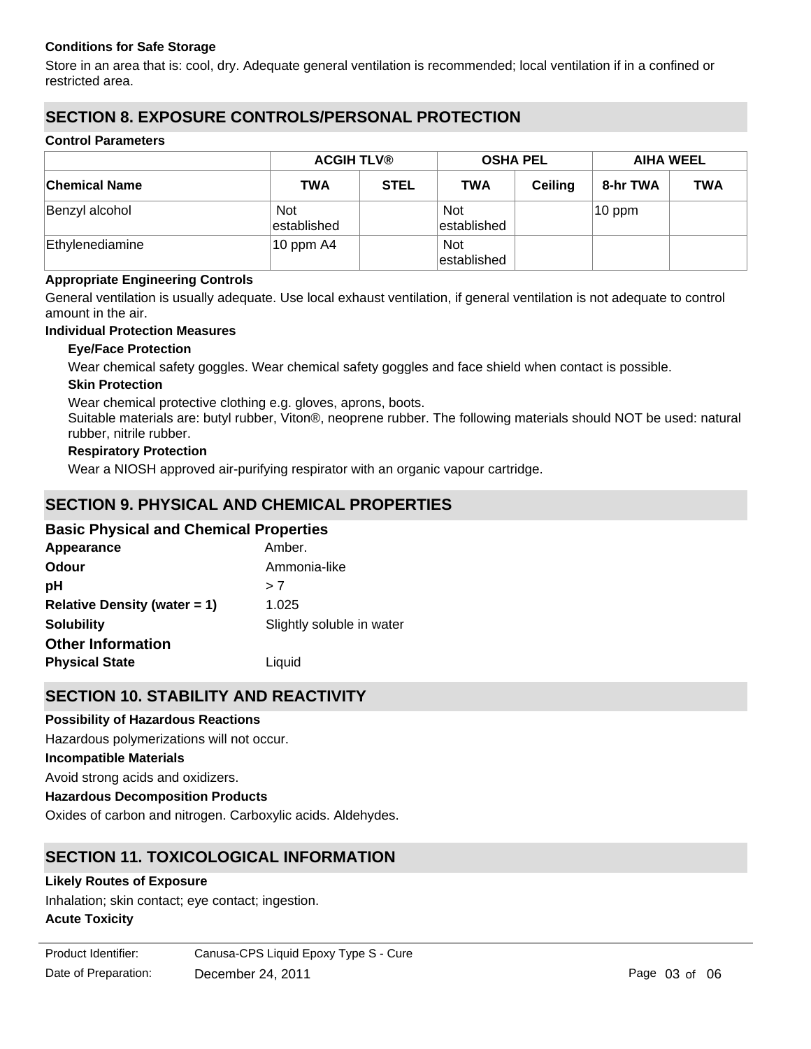**Conditions for Safe Storage**

Store in an area that is: cool, dry. Adequate general ventilation is recommended; local ventilation if in a confined or restricted area.

## SECTION 8. EXPOSURE CONTROLS/PERSONAL PROTECTION

**Control Parameters**

| | ACGIH TLV® | | OSHA PEL | | AIHA WEEL | |
|---|---|---|---|---|---|---|
| **Chemical Name** | **TWA** | **STEL** | **TWA** | **Ceiling** | **8-hr TWA** | **TWA** |
| Benzyl alcohol | Not established | | Not established | | 10 ppm | |
| Ethylenediamine | 10 ppm A4 | | Not established | | | |

**Appropriate Engineering Controls**

General ventilation is usually adequate. Use local exhaust ventilation, if general ventilation is not adequate to control amount in the air.

**Individual Protection Measures**

**Eye/Face Protection**

Wear chemical safety goggles. Wear chemical safety goggles and face shield when contact is possible.

**Skin Protection**

Wear chemical protective clothing e.g. gloves, aprons, boots.
Suitable materials are: butyl rubber, Viton®, neoprene rubber. The following materials should NOT be used: natural rubber, nitrile rubber.

**Respiratory Protection**

Wear a NIOSH approved air-purifying respirator with an organic vapour cartridge.

## SECTION 9. PHYSICAL AND CHEMICAL PROPERTIES

### Basic Physical and Chemical Properties

| | |
|---|---|
| **Appearance** | Amber. |
| **Odour** | Ammonia-like |
| **pH** | > 7 |
| **Relative Density (water = 1)** | 1.025 |
| **Solubility** | Slightly soluble in water |

### Other Information

| | |
|---|---|
| **Physical State** | Liquid |

## SECTION 10. STABILITY AND REACTIVITY

**Possibility of Hazardous Reactions**

Hazardous polymerizations will not occur.

**Incompatible Materials**

Avoid strong acids and oxidizers.

**Hazardous Decomposition Products**

Oxides of carbon and nitrogen. Carboxylic acids. Aldehydes.

## SECTION 11. TOXICOLOGICAL INFORMATION

**Likely Routes of Exposure**

Inhalation; skin contact; eye contact; ingestion.

**Acute Toxicity**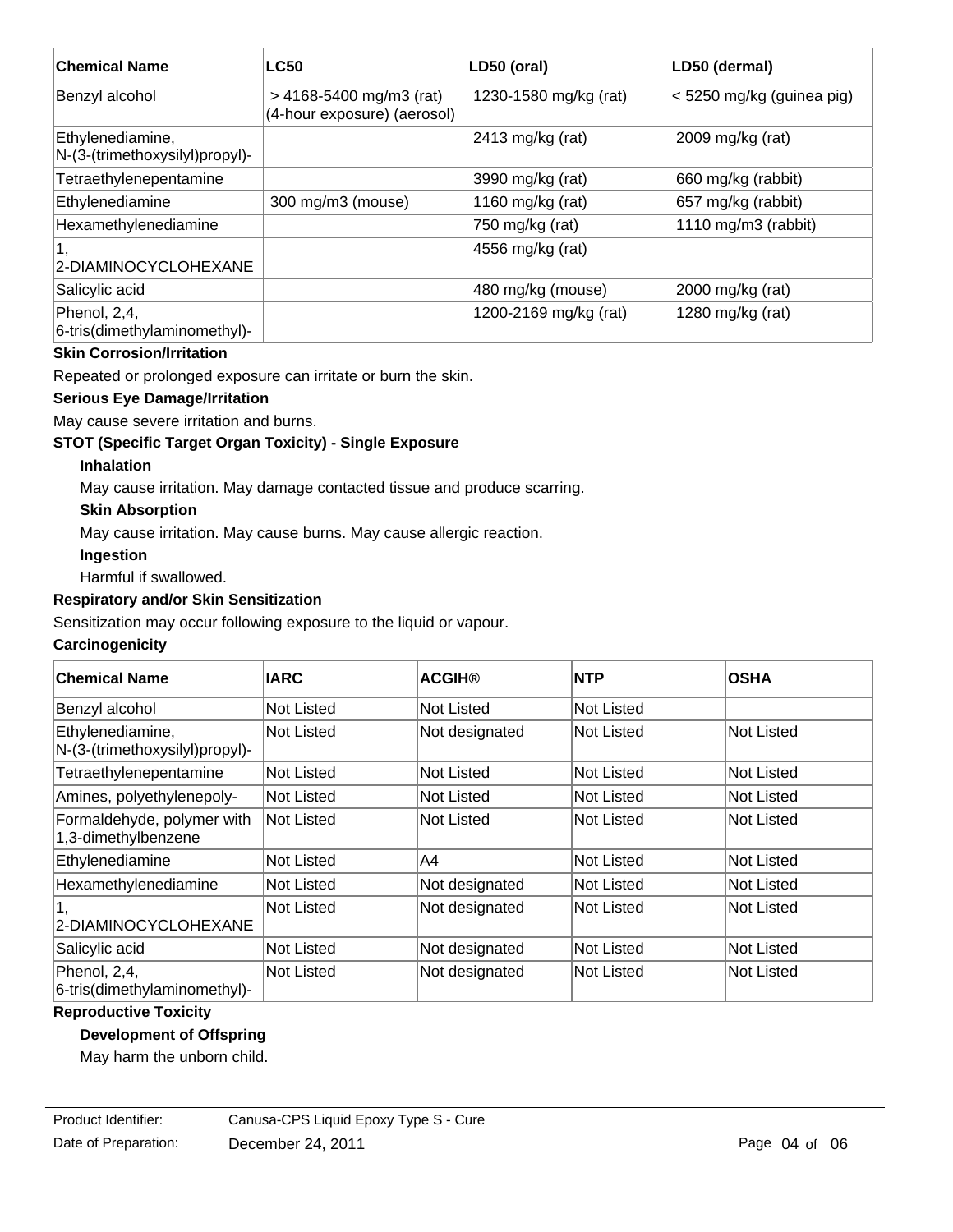| Chemical Name | LC50 | LD50 (oral) | LD50 (dermal) |
| --- | --- | --- | --- |
| Benzyl alcohol | > 4168-5400 mg/m3 (rat) (4-hour exposure) (aerosol) | 1230-1580 mg/kg (rat) | < 5250 mg/kg (guinea pig) |
| Ethylenediamine, N-(3-(trimethoxysilyl)propyl)- | | 2413 mg/kg (rat) | 2009 mg/kg (rat) |
| Tetraethylenepentamine | | 3990 mg/kg (rat) | 660 mg/kg (rabbit) |
| Ethylenediamine | 300 mg/m3 (mouse) | 1160 mg/kg (rat) | 657 mg/kg (rabbit) |
| Hexamethylenediamine | | 750 mg/kg (rat) | 1110 mg/m3 (rabbit) |
| 1, 2-DIAMINOCYCLOHEXANE | | 4556 mg/kg (rat) | |
| Salicylic acid | | 480 mg/kg (mouse) | 2000 mg/kg (rat) |
| Phenol, 2,4, 6-tris(dimethylaminomethyl)- | | 1200-2169 mg/kg (rat) | 1280 mg/kg (rat) |

**Skin Corrosion/Irritation**

Repeated or prolonged exposure can irritate or burn the skin.

**Serious Eye Damage/Irritation**

May cause severe irritation and burns.

**STOT (Specific Target Organ Toxicity) - Single Exposure**

**Inhalation**

May cause irritation. May damage contacted tissue and produce scarring.

**Skin Absorption**

May cause irritation. May cause burns. May cause allergic reaction.

**Ingestion**

Harmful if swallowed.

**Respiratory and/or Skin Sensitization**

Sensitization may occur following exposure to the liquid or vapour.

**Carcinogenicity**

| Chemical Name | IARC | ACGIH® | NTP | OSHA |
| --- | --- | --- | --- | --- |
| Benzyl alcohol | Not Listed | Not Listed | Not Listed | |
| Ethylenediamine, N-(3-(trimethoxysilyl)propyl)- | Not Listed | Not designated | Not Listed | Not Listed |
| Tetraethylenepentamine | Not Listed | Not Listed | Not Listed | Not Listed |
| Amines, polyethylenepoly- | Not Listed | Not Listed | Not Listed | Not Listed |
| Formaldehyde, polymer with 1,3-dimethylbenzene | Not Listed | Not Listed | Not Listed | Not Listed |
| Ethylenediamine | Not Listed | A4 | Not Listed | Not Listed |
| Hexamethylenediamine | Not Listed | Not designated | Not Listed | Not Listed |
| 1, 2-DIAMINOCYCLOHEXANE | Not Listed | Not designated | Not Listed | Not Listed |
| Salicylic acid | Not Listed | Not designated | Not Listed | Not Listed |
| Phenol, 2,4, 6-tris(dimethylaminomethyl)- | Not Listed | Not designated | Not Listed | Not Listed |

**Reproductive Toxicity**

**Development of Offspring**

May harm the unborn child.

Product Identifier: Canusa-CPS Liquid Epoxy Type S - Cure

Date of Preparation: December 24, 2011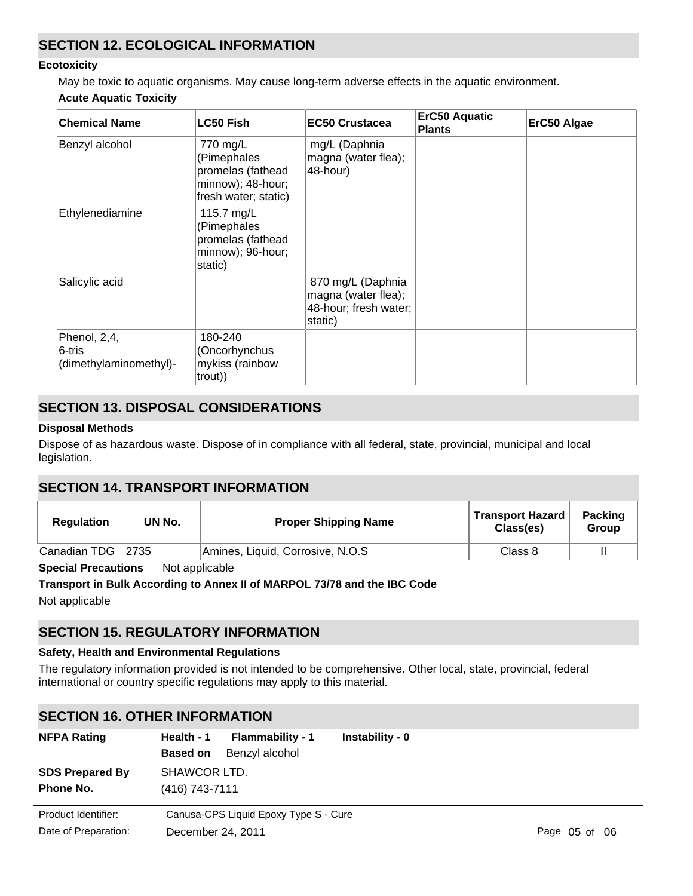## SECTION 12. ECOLOGICAL INFORMATION

### Ecotoxicity

May be toxic to aquatic organisms. May cause long-term adverse effects in the aquatic environment.

**Acute Aquatic Toxicity**

| Chemical Name | LC50 Fish | EC50 Crustacea | ErC50 Aquatic Plants | ErC50 Algae |
| --- | --- | --- | --- | --- |
| Benzyl alcohol | 770 mg/L (Pimephales promelas (fathead minnow); 48-hour; fresh water; static) | mg/L (Daphnia magna (water flea); 48-hour) | | |
| Ethylenediamine | 115.7 mg/L (Pimephales promelas (fathead minnow); 96-hour; static) | | | |
| Salicylic acid | | 870 mg/L (Daphnia magna (water flea); 48-hour; fresh water; static) | | |
| Phenol, 2,4, 6-tris (dimethylaminomethyl)- | 180-240 (Oncorhynchus mykiss (rainbow trout)) | | | |

## SECTION 13. DISPOSAL CONSIDERATIONS

### Disposal Methods

Dispose of as hazardous waste. Dispose of in compliance with all federal, state, provincial, municipal and local legislation.

## SECTION 14. TRANSPORT INFORMATION

| Regulation | UN No. | Proper Shipping Name | Transport Hazard Class(es) | Packing Group |
| --- | --- | --- | --- | --- |
| Canadian TDG | 2735 | Amines, Liquid, Corrosive, N.O.S | Class 8 | II |

**Special Precautions** Not applicable

**Transport in Bulk According to Annex II of MARPOL 73/78 and the IBC Code**

Not applicable

## SECTION 15. REGULATORY INFORMATION

### Safety, Health and Environmental Regulations

The regulatory information provided is not intended to be comprehensive. Other local, state, provincial, federal international or country specific regulations may apply to this material.

## SECTION 16. OTHER INFORMATION

**NFPA Rating** **Health - 1** **Flammability - 1** **Instability - 0**

**Based on** Benzyl alcohol

**SDS Prepared By** SHAWCOR LTD.

**Phone No.** (416) 743-7111

Product Identifier: Canusa-CPS Liquid Epoxy Type S - Cure

Date of Preparation: December 24, 2011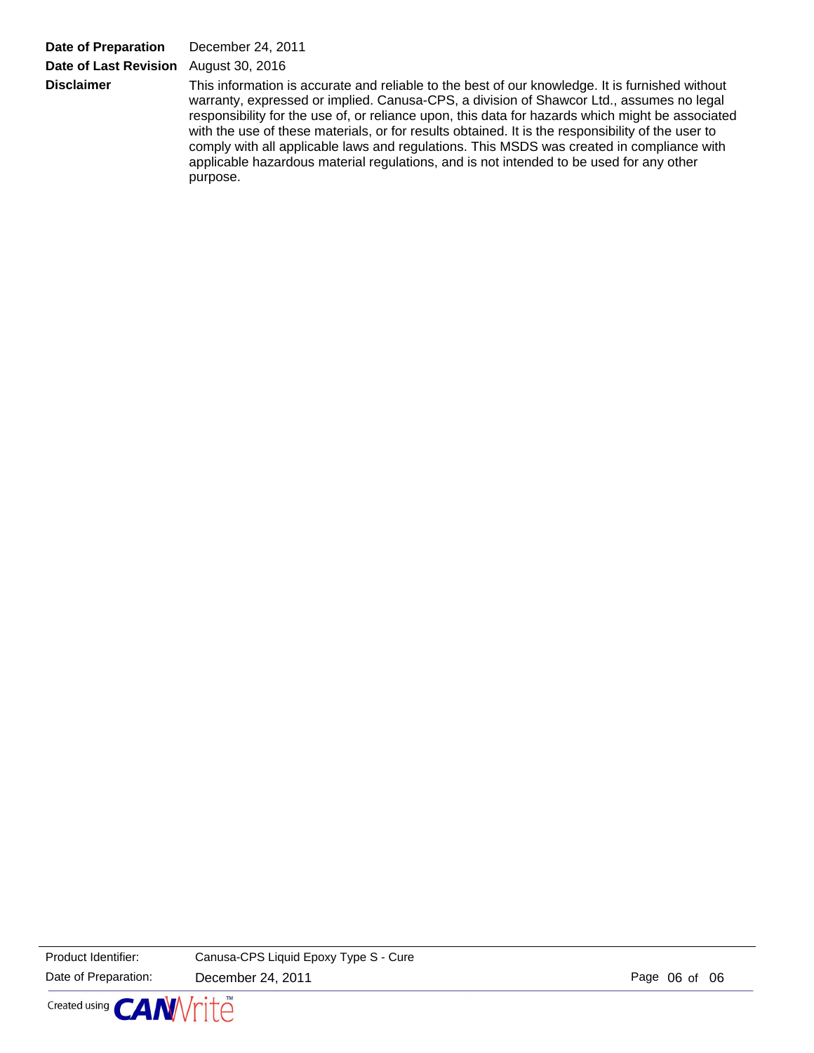| | |
|---|---|
| **Date of Preparation** | December 24, 2011 |
| **Date of Last Revision** | August 30, 2016 |
| **Disclaimer** | This information is accurate and reliable to the best of our knowledge. It is furnished without warranty, expressed or implied. Canusa-CPS, a division of Shawcor Ltd., assumes no legal responsibility for the use of, or reliance upon, this data for hazards which might be associated with the use of these materials, or for results obtained. It is the responsibility of the user to comply with all applicable laws and regulations. This MSDS was created in compliance with applicable hazardous material regulations, and is not intended to be used for any other purpose. |